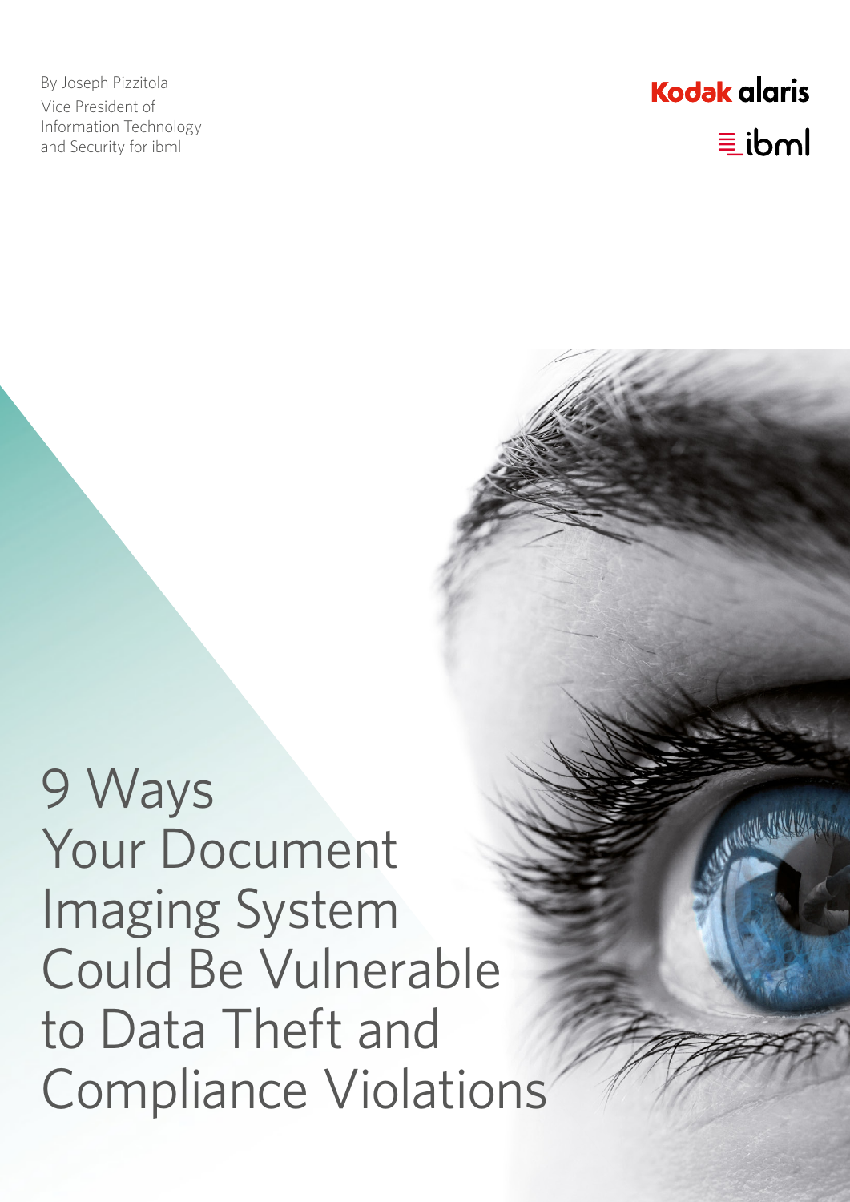By Joseph Pizzitola
Vice President of
Information Technology
and Security for ibml

Kodak alaris

ibml

# 9 Ways Your Document Imaging System Could Be Vulnerable to Data Theft and Compliance Violations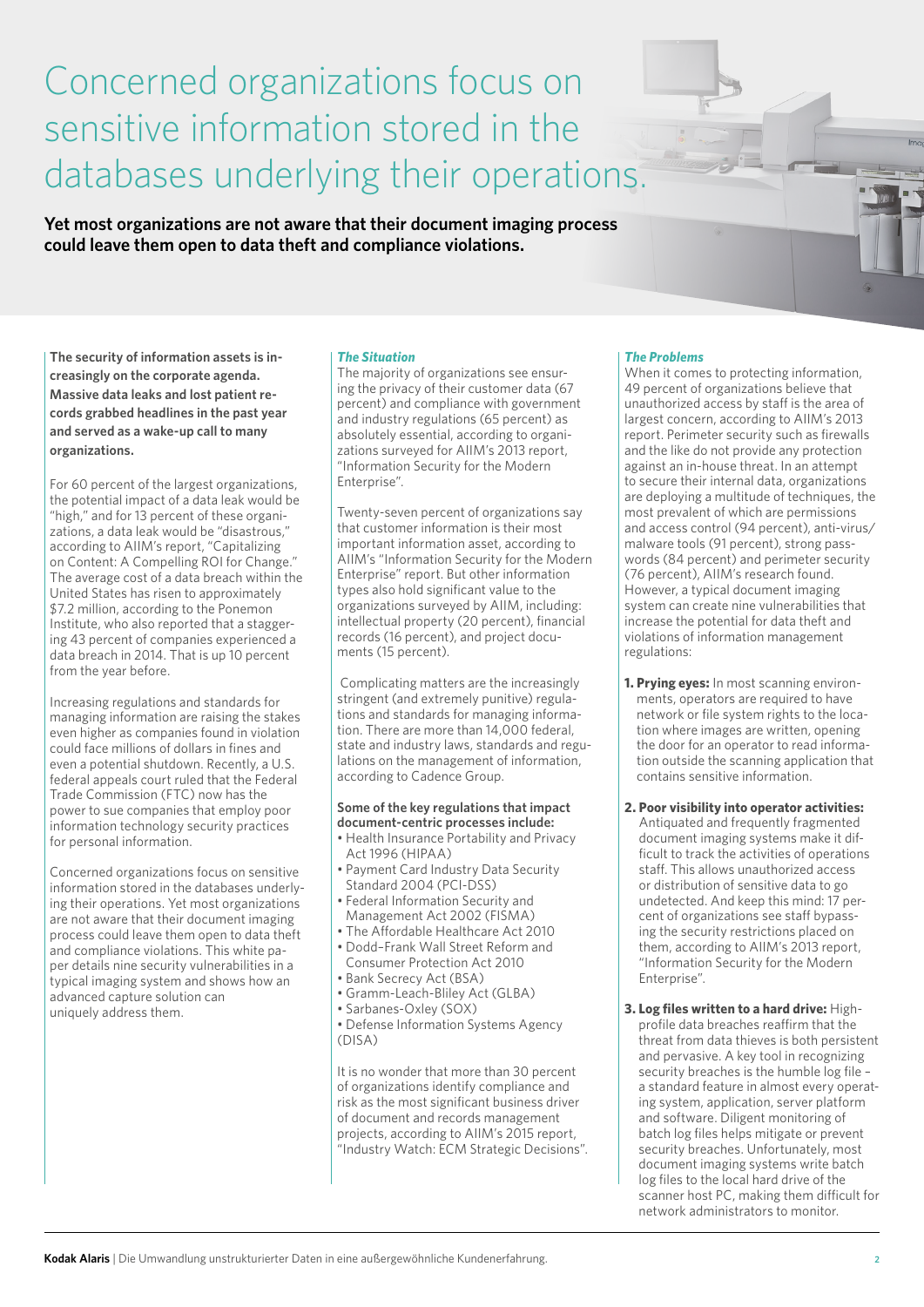# Concerned organizations focus on sensitive information stored in the databases underlying their operations.

**Yet most organizations are not aware that their document imaging process could leave them open to data theft and compliance violations.**

**The security of information assets is increasingly on the corporate agenda. Massive data leaks and lost patient records grabbed headlines in the past year and served as a wake-up call to many organizations.**

For 60 percent of the largest organizations, the potential impact of a data leak would be "high," and for 13 percent of these organizations, a data leak would be "disastrous," according to AIIM's report, "Capitalizing on Content: A Compelling ROI for Change." The average cost of a data breach within the United States has risen to approximately $7.2 million, according to the Ponemon Institute, who also reported that a staggering 43 percent of companies experienced a data breach in 2014. That is up 10 percent from the year before.

Increasing regulations and standards for managing information are raising the stakes even higher as companies found in violation could face millions of dollars in fines and even a potential shutdown. Recently, a U.S. federal appeals court ruled that the Federal Trade Commission (FTC) now has the power to sue companies that employ poor information technology security practices for personal information.

Concerned organizations focus on sensitive information stored in the databases underlying their operations. Yet most organizations are not aware that their document imaging process could leave them open to data theft and compliance violations. This white paper details nine security vulnerabilities in a typical imaging system and shows how an advanced capture solution can uniquely address them.

### *The Situation*

The majority of organizations see ensuring the privacy of their customer data (67 percent) and compliance with government and industry regulations (65 percent) as absolutely essential, according to organizations surveyed for AIIM's 2013 report, "Information Security for the Modern Enterprise".

Twenty-seven percent of organizations say that customer information is their most important information asset, according to AIIM's "Information Security for the Modern Enterprise" report. But other information types also hold significant value to the organizations surveyed by AIIM, including: intellectual property (20 percent), financial records (16 percent), and project documents (15 percent).

Complicating matters are the increasingly stringent (and extremely punitive) regulations and standards for managing information. There are more than 14,000 federal, state and industry laws, standards and regulations on the management of information, according to Cadence Group.

**Some of the key regulations that impact document-centric processes include:**

- Health Insurance Portability and Privacy Act 1996 (HIPAA)
- Payment Card Industry Data Security Standard 2004 (PCI-DSS)
- Federal Information Security and Management Act 2002 (FISMA)
- The Affordable Healthcare Act 2010
- Dodd–Frank Wall Street Reform and Consumer Protection Act 2010
- Bank Secrecy Act (BSA)
- Gramm-Leach-Bliley Act (GLBA)
- Sarbanes-Oxley (SOX)
- Defense Information Systems Agency (DISA)

It is no wonder that more than 30 percent of organizations identify compliance and risk as the most significant business driver of document and records management projects, according to AIIM's 2015 report, "Industry Watch: ECM Strategic Decisions".

### *The Problems*

When it comes to protecting information, 49 percent of organizations believe that unauthorized access by staff is the area of largest concern, according to AIIM's 2013 report. Perimeter security such as firewalls and the like do not provide any protection against an in-house threat. In an attempt to secure their internal data, organizations are deploying a multitude of techniques, the most prevalent of which are permissions and access control (94 percent), anti-virus/malware tools (91 percent), strong passwords (84 percent) and perimeter security (76 percent), AIIM's research found. However, a typical document imaging system can create nine vulnerabilities that increase the potential for data theft and violations of information management regulations:

1. **Prying eyes:** In most scanning environments, operators are required to have network or file system rights to the location where images are written, opening the door for an operator to read information outside the scanning application that contains sensitive information.
2. **Poor visibility into operator activities:** Antiquated and frequently fragmented document imaging systems make it difficult to track the activities of operations staff. This allows unauthorized access or distribution of sensitive data to go undetected. And keep this mind: 17 percent of organizations see staff bypassing the security restrictions placed on them, according to AIIM's 2013 report, "Information Security for the Modern Enterprise".
3. **Log files written to a hard drive:** High-profile data breaches reaffirm that the threat from data thieves is both persistent and pervasive. A key tool in recognizing security breaches is the humble log file – a standard feature in almost every operating system, application, server platform and software. Diligent monitoring of batch log files helps mitigate or prevent security breaches. Unfortunately, most document imaging systems write batch log files to the local hard drive of the scanner host PC, making them difficult for network administrators to monitor.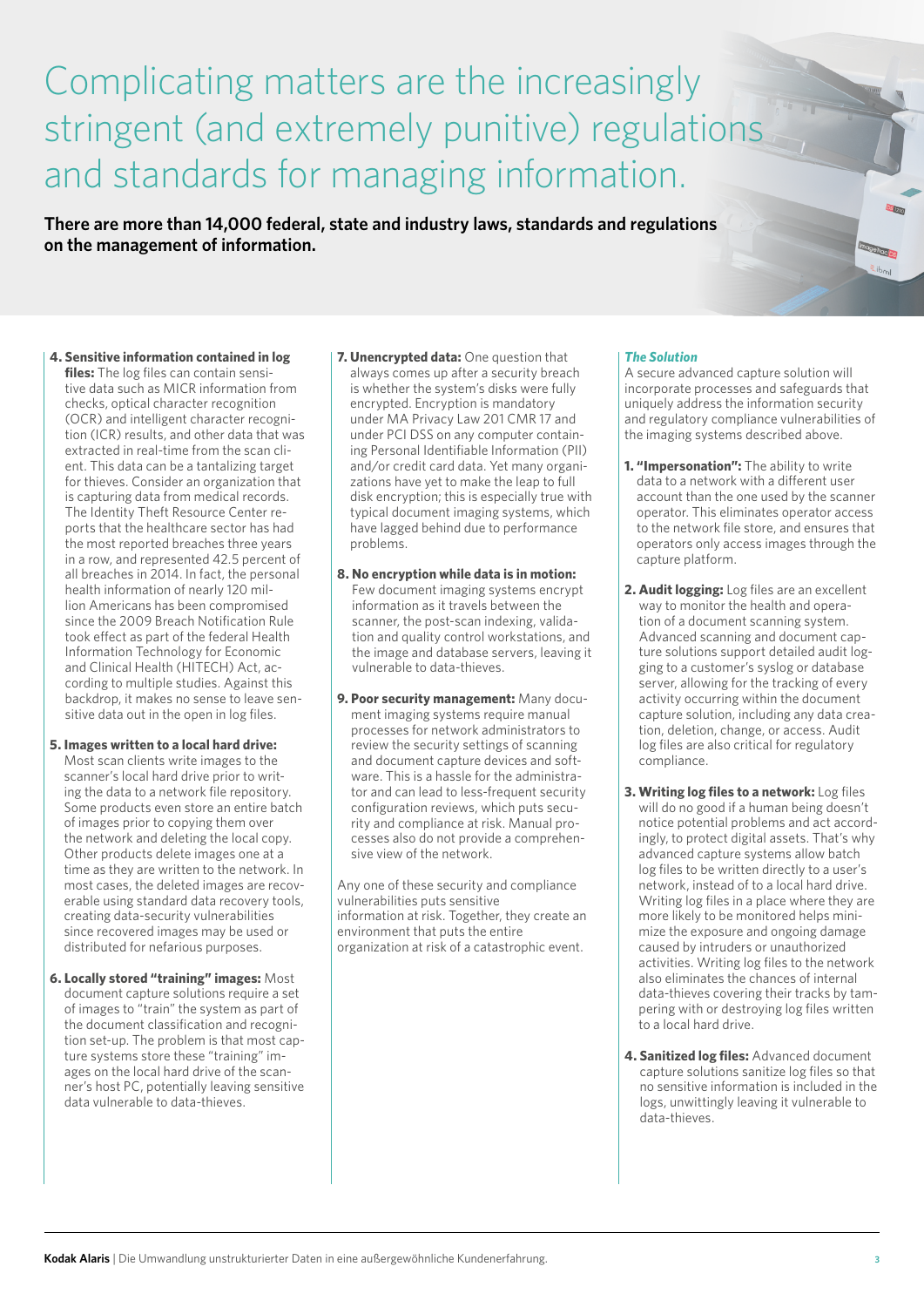# Complicating matters are the increasingly stringent (and extremely punitive) regulations and standards for managing information.

**There are more than 14,000 federal, state and industry laws, standards and regulations on the management of information.**

4. **Sensitive information contained in log files:** The log files can contain sensitive data such as MICR information from checks, optical character recognition (OCR) and intelligent character recognition (ICR) results, and other data that was extracted in real-time from the scan client. This data can be a tantalizing target for thieves. Consider an organization that is capturing data from medical records. The Identity Theft Resource Center reports that the healthcare sector has had the most reported breaches three years in a row, and represented 42.5 percent of all breaches in 2014. In fact, the personal health information of nearly 120 million Americans has been compromised since the 2009 Breach Notification Rule took effect as part of the federal Health Information Technology for Economic and Clinical Health (HITECH) Act, according to multiple studies. Against this backdrop, it makes no sense to leave sensitive data out in the open in log files.

5. **Images written to a local hard drive:** Most scan clients write images to the scanner's local hard drive prior to writing the data to a network file repository. Some products even store an entire batch of images prior to copying them over the network and deleting the local copy. Other products delete images one at a time as they are written to the network. In most cases, the deleted images are recoverable using standard data recovery tools, creating data-security vulnerabilities since recovered images may be used or distributed for nefarious purposes.

6. **Locally stored "training" images:** Most document capture solutions require a set of images to "train" the system as part of the document classification and recognition set-up. The problem is that most capture systems store these "training" images on the local hard drive of the scanner's host PC, potentially leaving sensitive data vulnerable to data-thieves.

7. **Unencrypted data:** One question that always comes up after a security breach is whether the system's disks were fully encrypted. Encryption is mandatory under MA Privacy Law 201 CMR 17 and under PCI DSS on any computer containing Personal Identifiable Information (PII) and/or credit card data. Yet many organizations have yet to make the leap to full disk encryption; this is especially true with typical document imaging systems, which have lagged behind due to performance problems.

8. **No encryption while data is in motion:** Few document imaging systems encrypt information as it travels between the scanner, the post-scan indexing, validation and quality control workstations, and the image and database servers, leaving it vulnerable to data-thieves.

9. **Poor security management:** Many document imaging systems require manual processes for network administrators to review the security settings of scanning and document capture devices and software. This is a hassle for the administrator and can lead to less-frequent security configuration reviews, which puts security and compliance at risk. Manual processes also do not provide a comprehensive view of the network.

Any one of these security and compliance vulnerabilities puts sensitive information at risk. Together, they create an environment that puts the entire organization at risk of a catastrophic event.

### *The Solution*

A secure advanced capture solution will incorporate processes and safeguards that uniquely address the information security and regulatory compliance vulnerabilities of the imaging systems described above.

1. **"Impersonation":** The ability to write data to a network with a different user account than the one used by the scanner operator. This eliminates operator access to the network file store, and ensures that operators only access images through the capture platform.

2. **Audit logging:** Log files are an excellent way to monitor the health and operation of a document scanning system. Advanced scanning and document capture solutions support detailed audit logging to a customer's syslog or database server, allowing for the tracking of every activity occurring within the document capture solution, including any data creation, deletion, change, or access. Audit log files are also critical for regulatory compliance.

3. **Writing log files to a network:** Log files will do no good if a human being doesn't notice potential problems and act accordingly, to protect digital assets. That's why advanced capture systems allow batch log files to be written directly to a user's network, instead of to a local hard drive. Writing log files in a place where they are more likely to be monitored helps minimize the exposure and ongoing damage caused by intruders or unauthorized activities. Writing log files to the network also eliminates the chances of internal data-thieves covering their tracks by tampering with or destroying log files written to a local hard drive.

4. **Sanitized log files:** Advanced document capture solutions sanitize log files so that no sensitive information is included in the logs, unwittingly leaving it vulnerable to data-thieves.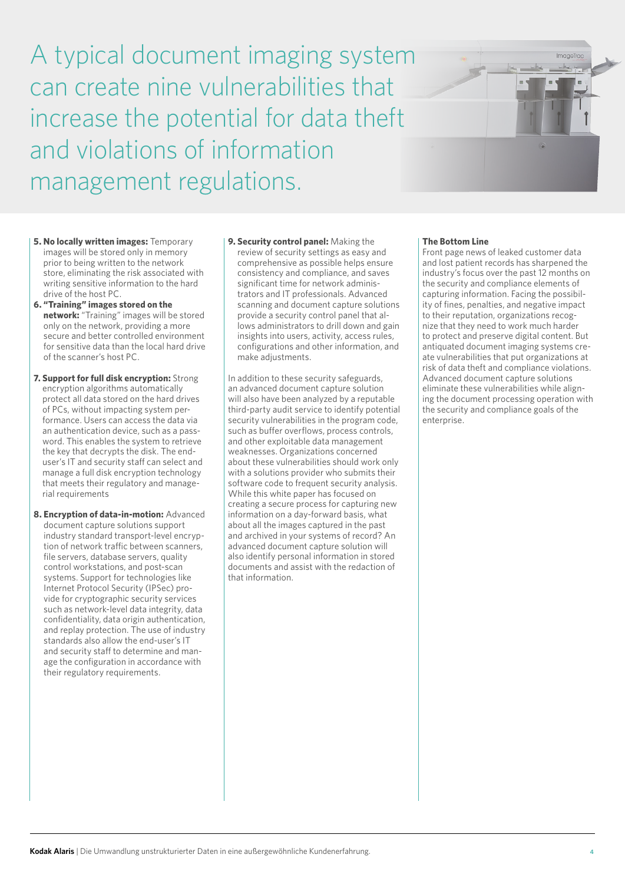# A typical document imaging system can create nine vulnerabilities that increase the potential for data theft and violations of information management regulations.

5. **No locally written images:** Temporary images will be stored only in memory prior to being written to the network store, eliminating the risk associated with writing sensitive information to the hard drive of the host PC.
6. **"Training" images stored on the network:** "Training" images will be stored only on the network, providing a more secure and better controlled environment for sensitive data than the local hard drive of the scanner's host PC.
7. **Support for full disk encryption:** Strong encryption algorithms automatically protect all data stored on the hard drives of PCs, without impacting system performance. Users can access the data via an authentication device, such as a password. This enables the system to retrieve the key that decrypts the disk. The end-user's IT and security staff can select and manage a full disk encryption technology that meets their regulatory and managerial requirements
8. **Encryption of data-in-motion:** Advanced document capture solutions support industry standard transport-level encryption of network traffic between scanners, file servers, database servers, quality control workstations, and post-scan systems. Support for technologies like Internet Protocol Security (IPSec) provide for cryptographic security services such as network-level data integrity, data confidentiality, data origin authentication, and replay protection. The use of industry standards also allow the end-user's IT and security staff to determine and manage the configuration in accordance with their regulatory requirements.
9. **Security control panel:** Making the review of security settings as easy and comprehensive as possible helps ensure consistency and compliance, and saves significant time for network administrators and IT professionals. Advanced scanning and document capture solutions provide a security control panel that allows administrators to drill down and gain insights into users, activity, access rules, configurations and other information, and make adjustments.

In addition to these security safeguards, an advanced document capture solution will also have been analyzed by a reputable third-party audit service to identify potential security vulnerabilities in the program code, such as buffer overflows, process controls, and other exploitable data management weaknesses. Organizations concerned about these vulnerabilities should work only with a solutions provider who submits their software code to frequent security analysis. While this white paper has focused on creating a secure process for capturing new information on a day-forward basis, what about all the images captured in the past and archived in your systems of record? An advanced document capture solution will also identify personal information in stored documents and assist with the redaction of that information.

**The Bottom Line**

Front page news of leaked customer data and lost patient records has sharpened the industry's focus over the past 12 months on the security and compliance elements of capturing information. Facing the possibility of fines, penalties, and negative impact to their reputation, organizations recognize that they need to work much harder to protect and preserve digital content. But antiquated document imaging systems create vulnerabilities that put organizations at risk of data theft and compliance violations. Advanced document capture solutions eliminate these vulnerabilities while aligning the document processing operation with the security and compliance goals of the enterprise.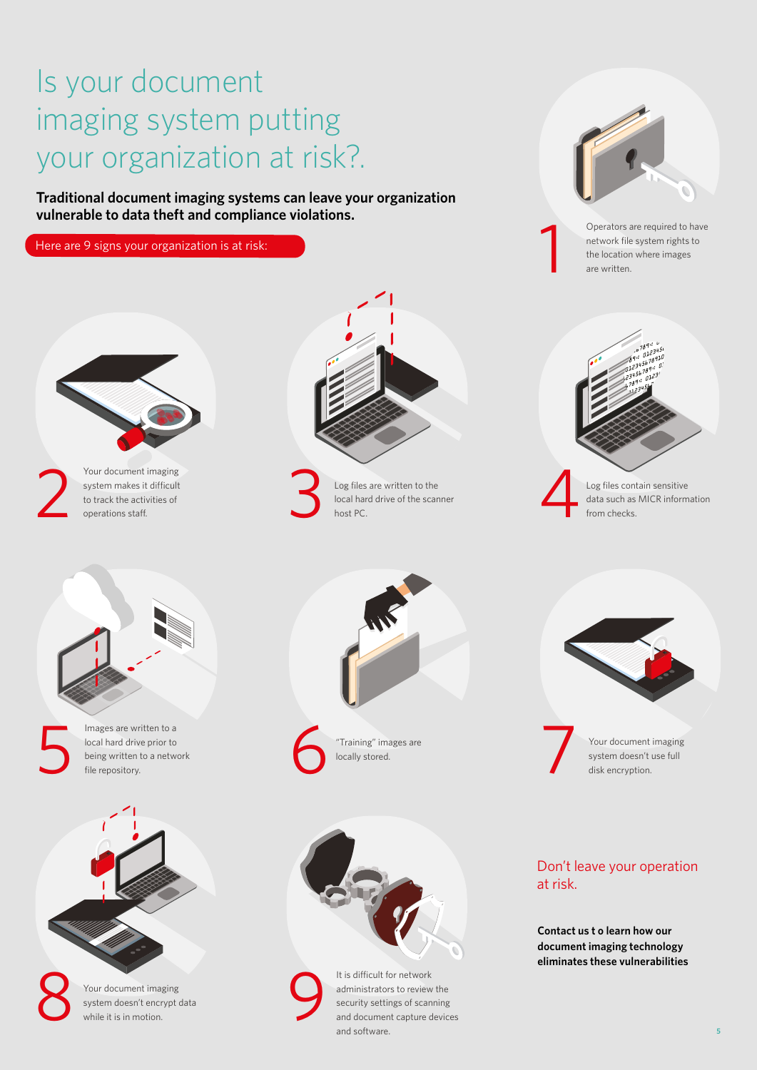# Is your document imaging system putting your organization at risk?.

**Traditional document imaging systems can leave your organization vulnerable to data theft and compliance violations.**

Here are 9 signs your organization is at risk:

1. Operators are required to have network file system rights to the location where images are written.

2. Your document imaging system makes it difficult to track the activities of operations staff.

3. Log files are written to the local hard drive of the scanner host PC.

4. Log files contain sensitive data such as MICR information from checks.

5. Images are written to a local hard drive prior to being written to a network file repository.

6. "Training" images are locally stored.

7. Your document imaging system doesn't use full disk encryption.

8. Your document imaging system doesn't encrypt data while it is in motion.

9. It is difficult for network administrators to review the security settings of scanning and document capture devices and software.

## Don't leave your operation at risk.

**Contact us t o learn how our document imaging technology eliminates these vulnerabilities**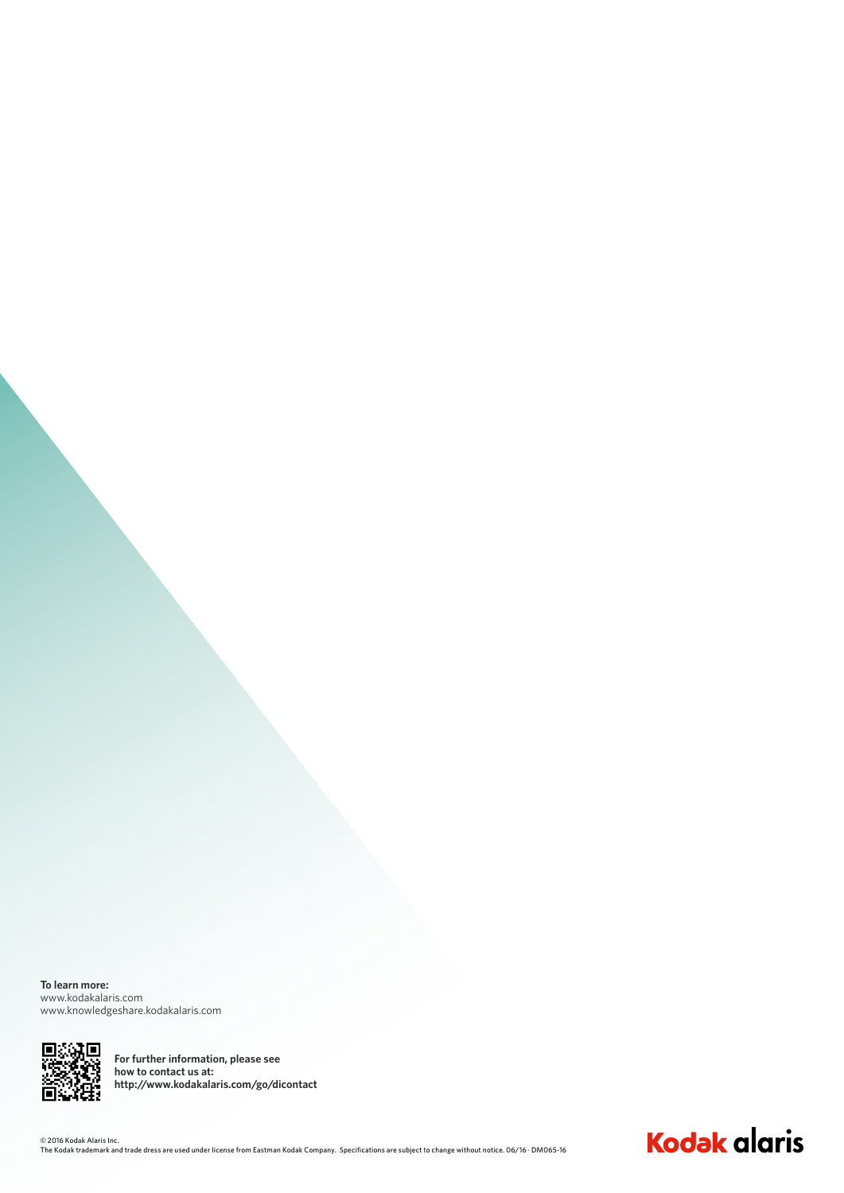**To learn more:**
www.kodakalaris.com
www.knowledgeshare.kodakalaris.com

**For further information, please see how to contact us at: http://www.kodakalaris.com/go/dicontact**

© 2016 Kodak Alaris Inc.
The Kodak trademark and trade dress are used under license from Eastman Kodak Company. Specifications are subject to change without notice. 06/16 · DM065-16

Kodak alaris